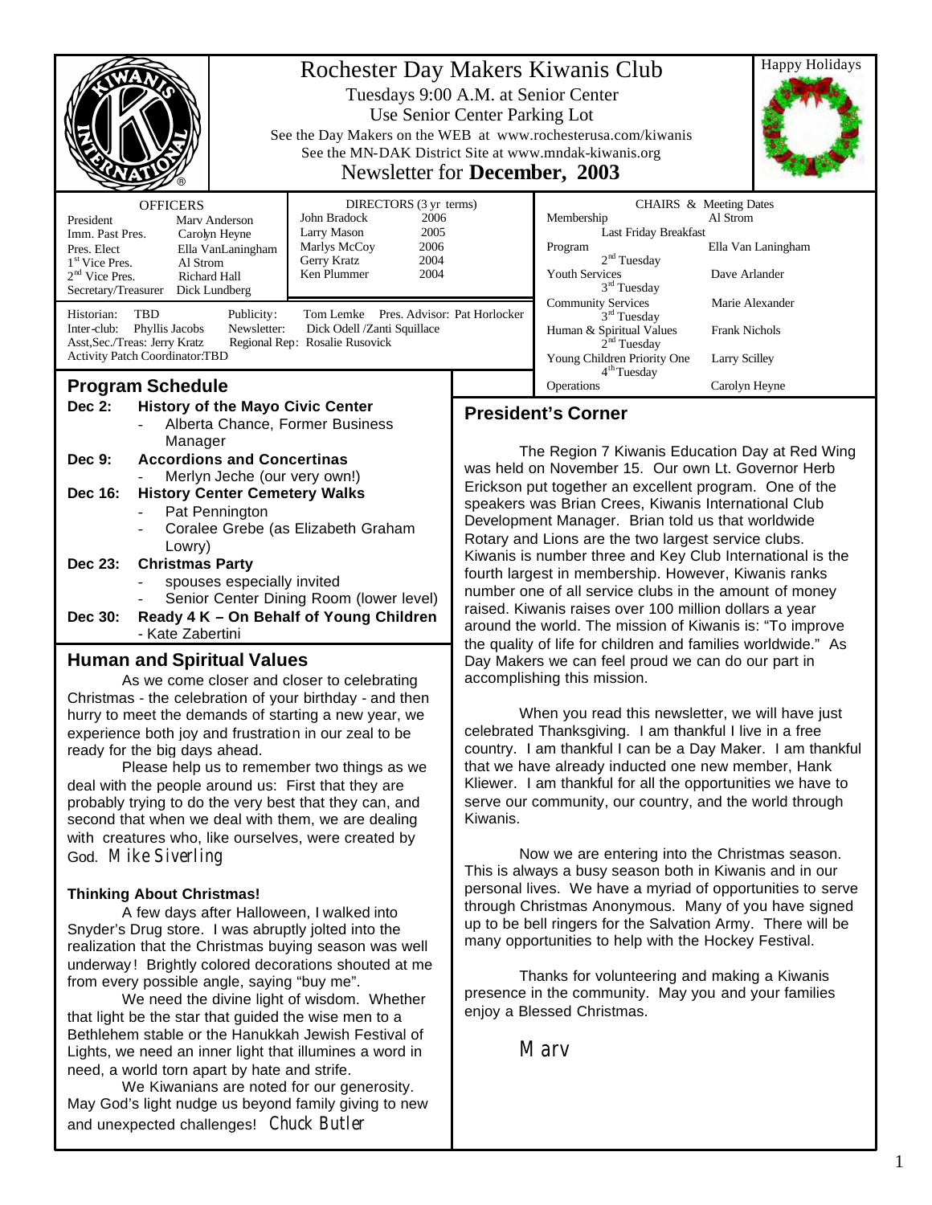# Rochester Day Makers Kiwanis Club

Tuesdays 9:00 A.M. at Senior Center
Use Senior Center Parking Lot
See the Day Makers on the WEB at www.rochesterusa.com/kiwanis
See the MN-DAK District Site at www.mndak-kiwanis.org
Newsletter for **December, 2003**

Happy Holidays

**OFFICERS**

| | |
|---|---|
| President | Marv Anderson |
| Imm. Past Pres. | Carolyn Heyne |
| Pres. Elect | Ella VanLaningham |
| 1st Vice Pres. | Al Strom |
| 2nd Vice Pres. | Richard Hall |
| Secretary/Treasurer | Dick Lundberg |

**DIRECTORS (3 yr terms)**

| | |
|---|---|
| John Bradock | 2006 |
| Larry Mason | 2005 |
| Marlys McCoy | 2006 |
| Gerry Kratz | 2004 |
| Ken Plummer | 2004 |

Historian: TBD    Publicity: Tom Lemke    Pres. Advisor: Pat Horlocker
Inter-club: Phyllis Jacobs    Newsletter: Dick Odell /Zanti Squillace
Asst,Sec./Treas: Jerry Kratz    Regional Rep: Rosalie Rusovick
Activity Patch Coordinator:TBD

**CHAIRS & Meeting Dates**

| | |
|---|---|
| Membership (Last Friday Breakfast) | Al Strom |
| Program (2nd Tuesday) | Ella Van Laningham |
| Youth Services (3rd Tuesday) | Dave Arlander |
| Community Services (3rd Tuesday) | Marie Alexander |
| Human & Spiritual Values (2nd Tuesday) | Frank Nichols |
| Young Children Priority One (4th Tuesday) | Larry Scilley |
| Operations | Carolyn Heyne |

## Program Schedule

**Dec 2: History of the Mayo Civic Center**
- Alberta Chance, Former Business Manager

**Dec 9: Accordions and Concertinas**
- Merlyn Jeche (our very own!)

**Dec 16: History Center Cemetery Walks**
- Pat Pennington
- Coralee Grebe (as Elizabeth Graham Lowry)

**Dec 23: Christmas Party**
- spouses especially invited
- Senior Center Dining Room (lower level)

**Dec 30: Ready 4 K – On Behalf of Young Children**
- Kate Zabertini

## Human and Spiritual Values

As we come closer and closer to celebrating Christmas - the celebration of your birthday - and then hurry to meet the demands of starting a new year, we experience both joy and frustration in our zeal to be ready for the big days ahead.

Please help us to remember two things as we deal with the people around us: First that they are probably trying to do the very best that they can, and second that when we deal with them, we are dealing with creatures who, like ourselves, were created by God. *Mike Siverling*

**Thinking About Christmas!**

A few days after Halloween, I walked into Snyder's Drug store. I was abruptly jolted into the realization that the Christmas buying season was well underway! Brightly colored decorations shouted at me from every possible angle, saying "buy me".

We need the divine light of wisdom. Whether that light be the star that guided the wise men to a Bethlehem stable or the Hanukkah Jewish Festival of Lights, we need an inner light that illumines a word in need, a world torn apart by hate and strife.

We Kiwanians are noted for our generosity. May God's light nudge us beyond family giving to new and unexpected challenges! *Chuck Butler*

## President's Corner

The Region 7 Kiwanis Education Day at Red Wing was held on November 15. Our own Lt. Governor Herb Erickson put together an excellent program. One of the speakers was Brian Crees, Kiwanis International Club Development Manager. Brian told us that worldwide Rotary and Lions are the two largest service clubs. Kiwanis is number three and Key Club International is the fourth largest in membership. However, Kiwanis ranks number one of all service clubs in the amount of money raised. Kiwanis raises over 100 million dollars a year around the world. The mission of Kiwanis is: "To improve the quality of life for children and families worldwide." As Day Makers we can feel proud we can do our part in accomplishing this mission.

When you read this newsletter, we will have just celebrated Thanksgiving. I am thankful I live in a free country. I am thankful I can be a Day Maker. I am thankful that we have already inducted one new member, Hank Kliewer. I am thankful for all the opportunities we have to serve our community, our country, and the world through Kiwanis.

Now we are entering into the Christmas season. This is always a busy season both in Kiwanis and in our personal lives. We have a myriad of opportunities to serve through Christmas Anonymous. Many of you have signed up to be bell ringers for the Salvation Army. There will be many opportunities to help with the Hockey Festival.

Thanks for volunteering and making a Kiwanis presence in the community. May you and your families enjoy a Blessed Christmas.

*Marv*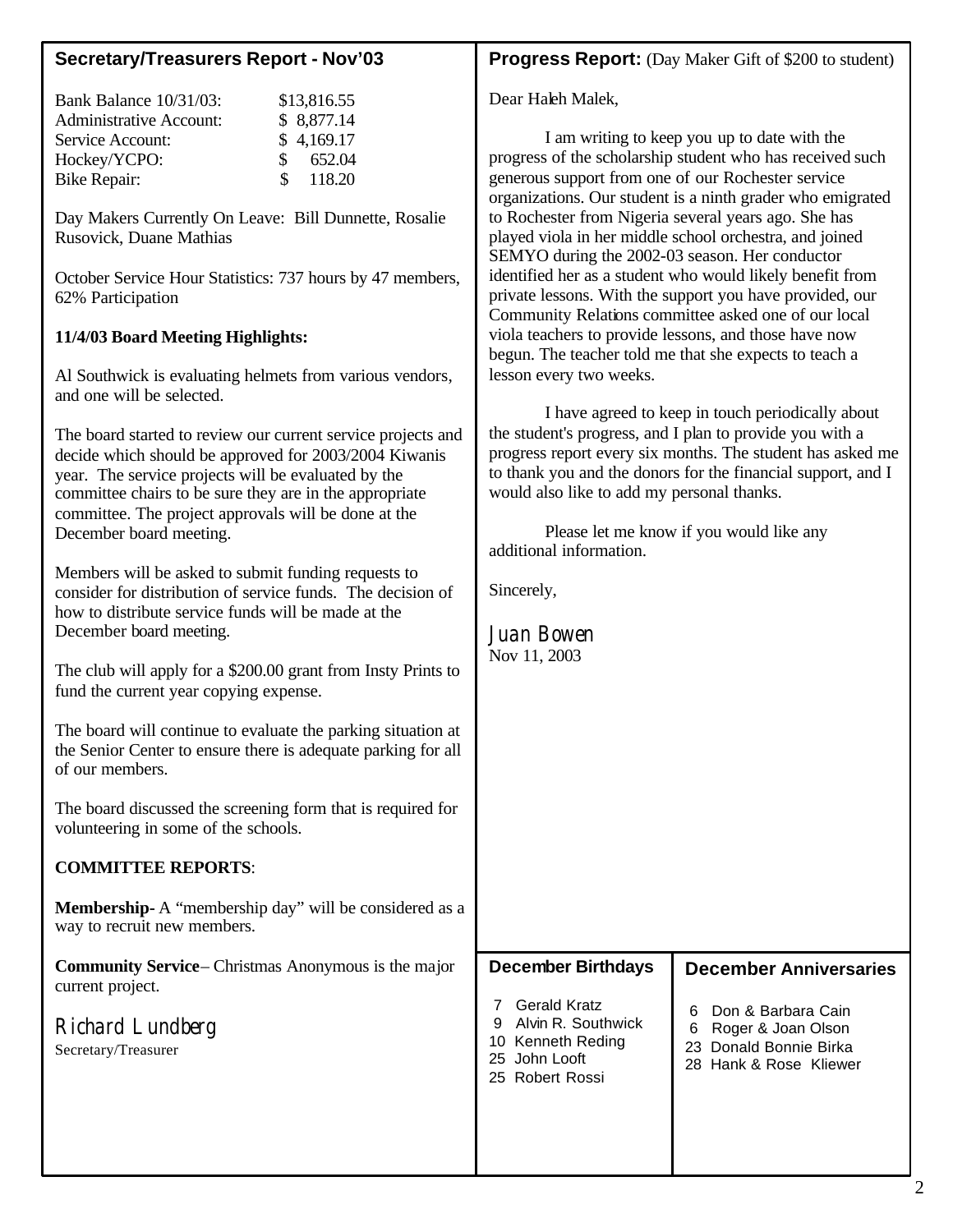## Secretary/Treasurers Report - Nov'03

| | |
|---|---|
| Bank Balance 10/31/03: | $13,816.55 |
| Administrative Account: | $ 8,877.14 |
| Service Account: | $ 4,169.17 |
| Hockey/YCPO: | $ 652.04 |
| Bike Repair: | $ 118.20 |

Day Makers Currently On Leave: Bill Dunnette, Rosalie Rusovick, Duane Mathias

October Service Hour Statistics: 737 hours by 47 members, 62% Participation

**11/4/03 Board Meeting Highlights:**

Al Southwick is evaluating helmets from various vendors, and one will be selected.

The board started to review our current service projects and decide which should be approved for 2003/2004 Kiwanis year. The service projects will be evaluated by the committee chairs to be sure they are in the appropriate committee. The project approvals will be done at the December board meeting.

Members will be asked to submit funding requests to consider for distribution of service funds. The decision of how to distribute service funds will be made at the December board meeting.

The club will apply for a $200.00 grant from Insty Prints to fund the current year copying expense.

The board will continue to evaluate the parking situation at the Senior Center to ensure there is adequate parking for all of our members.

The board discussed the screening form that is required for volunteering in some of the schools.

**COMMITTEE REPORTS**:

**Membership-** A "membership day" will be considered as a way to recruit new members.

**Community Service**– Christmas Anonymous is the major current project.

*Richard Lundberg*
Secretary/Treasurer

## Progress Report: (Day Maker Gift of $200 to student)

Dear Haleh Malek,

I am writing to keep you up to date with the progress of the scholarship student who has received such generous support from one of our Rochester service organizations. Our student is a ninth grader who emigrated to Rochester from Nigeria several years ago. She has played viola in her middle school orchestra, and joined SEMYO during the 2002-03 season. Her conductor identified her as a student who would likely benefit from private lessons. With the support you have provided, our Community Relations committee asked one of our local viola teachers to provide lessons, and those have now begun. The teacher told me that she expects to teach a lesson every two weeks.

I have agreed to keep in touch periodically about the student's progress, and I plan to provide you with a progress report every six months. The student has asked me to thank you and the donors for the financial support, and I would also like to add my personal thanks.

Please let me know if you would like any additional information.

Sincerely,

*Juan Bowen*
Nov 11, 2003

## December Birthdays

7 Gerald Kratz
9 Alvin R. Southwick
10 Kenneth Reding
25 John Looft
25 Robert Rossi

## December Anniversaries

6 Don & Barbara Cain
6 Roger & Joan Olson
23 Donald Bonnie Birka
28 Hank & Rose Kliewer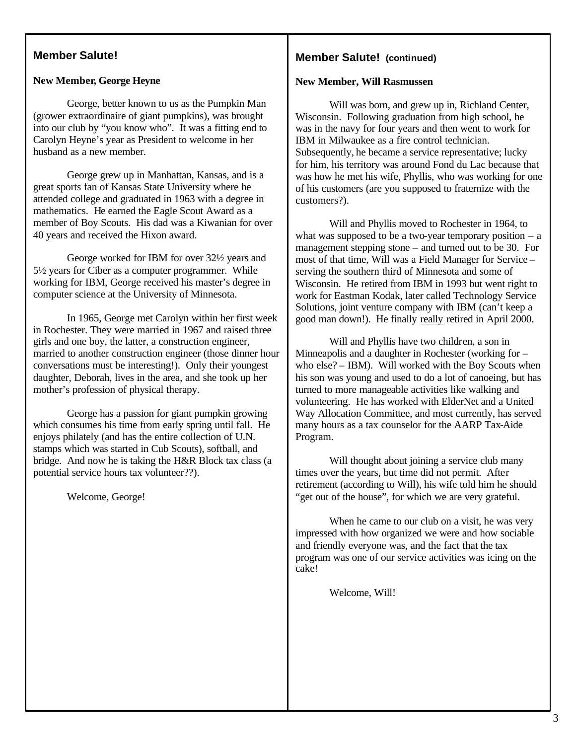## Member Salute!

**New Member, George Heyne**

George, better known to us as the Pumpkin Man (grower extraordinaire of giant pumpkins), was brought into our club by "you know who". It was a fitting end to Carolyn Heyne's year as President to welcome in her husband as a new member.

George grew up in Manhattan, Kansas, and is a great sports fan of Kansas State University where he attended college and graduated in 1963 with a degree in mathematics. He earned the Eagle Scout Award as a member of Boy Scouts. His dad was a Kiwanian for over 40 years and received the Hixon award.

George worked for IBM for over 32½ years and 5½ years for Ciber as a computer programmer. While working for IBM, George received his master's degree in computer science at the University of Minnesota.

In 1965, George met Carolyn within her first week in Rochester. They were married in 1967 and raised three girls and one boy, the latter, a construction engineer, married to another construction engineer (those dinner hour conversations must be interesting!). Only their youngest daughter, Deborah, lives in the area, and she took up her mother's profession of physical therapy.

George has a passion for giant pumpkin growing which consumes his time from early spring until fall. He enjoys philately (and has the entire collection of U.N. stamps which was started in Cub Scouts), softball, and bridge. And now he is taking the H&R Block tax class (a potential service hours tax volunteer??).

Welcome, George!

## Member Salute! (continued)

**New Member, Will Rasmussen**

Will was born, and grew up in, Richland Center, Wisconsin. Following graduation from high school, he was in the navy for four years and then went to work for IBM in Milwaukee as a fire control technician. Subsequently, he became a service representative; lucky for him, his territory was around Fond du Lac because that was how he met his wife, Phyllis, who was working for one of his customers (are you supposed to fraternize with the customers?).

Will and Phyllis moved to Rochester in 1964, to what was supposed to be a two-year temporary position – a management stepping stone – and turned out to be 30. For most of that time, Will was a Field Manager for Service – serving the southern third of Minnesota and some of Wisconsin. He retired from IBM in 1993 but went right to work for Eastman Kodak, later called Technology Service Solutions, joint venture company with IBM (can't keep a good man down!). He finally <u>really</u> retired in April 2000.

Will and Phyllis have two children, a son in Minneapolis and a daughter in Rochester (working for – who else? – IBM). Will worked with the Boy Scouts when his son was young and used to do a lot of canoeing, but has turned to more manageable activities like walking and volunteering. He has worked with ElderNet and a United Way Allocation Committee, and most currently, has served many hours as a tax counselor for the AARP Tax-Aide Program.

Will thought about joining a service club many times over the years, but time did not permit. After retirement (according to Will), his wife told him he should "get out of the house", for which we are very grateful.

When he came to our club on a visit, he was very impressed with how organized we were and how sociable and friendly everyone was, and the fact that the tax program was one of our service activities was icing on the cake!

Welcome, Will!